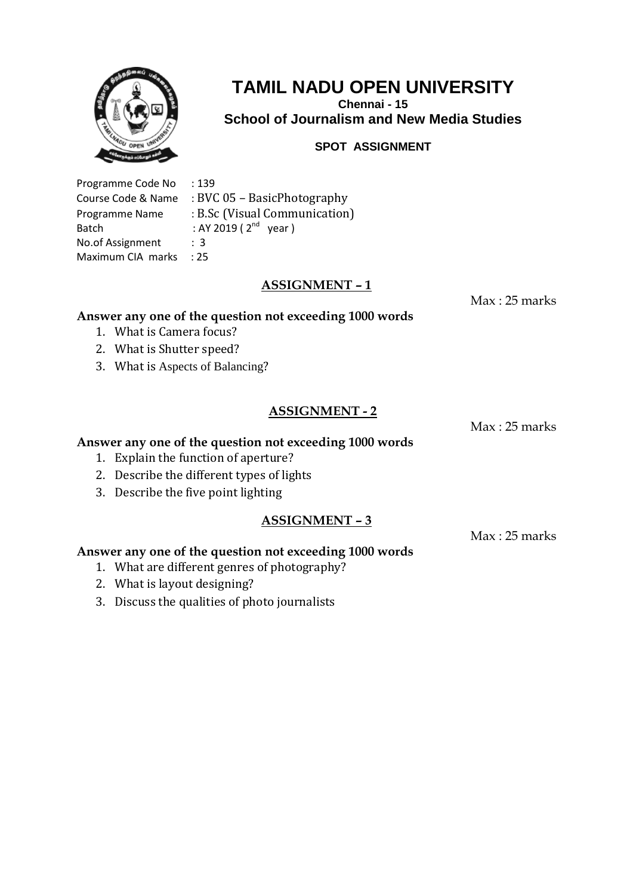# TAMIL NADU OPEN UNIVERSITY

**Chennai - 15**

## School of Journalism and New Media Studies

**SPOT ASSIGNMENT**

Programme Code No : 139
Course Code & Name : BVC 05 – BasicPhotography
Programme Name : B.Sc (Visual Communication)
Batch : AY 2019 ( 2nd year )
No.of Assignment : 3
Maximum CIA marks : 25

### ASSIGNMENT – 1

Max : 25 marks

**Answer any one of the question not exceeding 1000 words**

1. What is Camera focus?
2. What is Shutter speed?
3. What is Aspects of Balancing?

### ASSIGNMENT - 2

Max : 25 marks

**Answer any one of the question not exceeding 1000 words**

1. Explain the function of aperture?
2. Describe the different types of lights
3. Describe the five point lighting

### ASSIGNMENT – 3

Max : 25 marks

**Answer any one of the question not exceeding 1000 words**

1. What are different genres of photography?
2. What is layout designing?
3. Discuss the qualities of photo journalists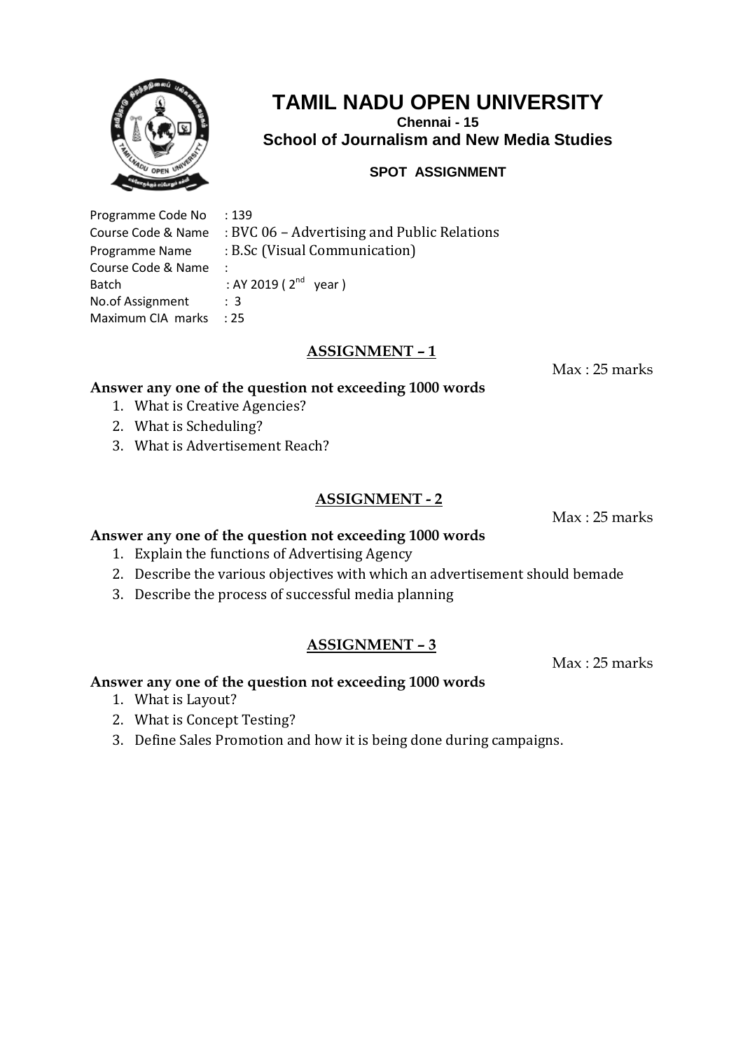# TAMIL NADU OPEN UNIVERSITY

**Chennai - 15**

## School of Journalism and New Media Studies

**SPOT ASSIGNMENT**

Programme Code No : 139
Course Code & Name : BVC 06 – Advertising and Public Relations
Programme Name : B.Sc (Visual Communication)
Course Code & Name :
Batch : AY 2019 ( 2nd year )
No.of Assignment : 3
Maximum CIA marks : 25

### ASSIGNMENT – 1

Max : 25 marks

**Answer any one of the question not exceeding 1000 words**

1. What is Creative Agencies?
2. What is Scheduling?
3. What is Advertisement Reach?

### ASSIGNMENT - 2

Max : 25 marks

**Answer any one of the question not exceeding 1000 words**

1. Explain the functions of Advertising Agency
2. Describe the various objectives with which an advertisement should bemade
3. Describe the process of successful media planning

### ASSIGNMENT – 3

Max : 25 marks

**Answer any one of the question not exceeding 1000 words**

1. What is Layout?
2. What is Concept Testing?
3. Define Sales Promotion and how it is being done during campaigns.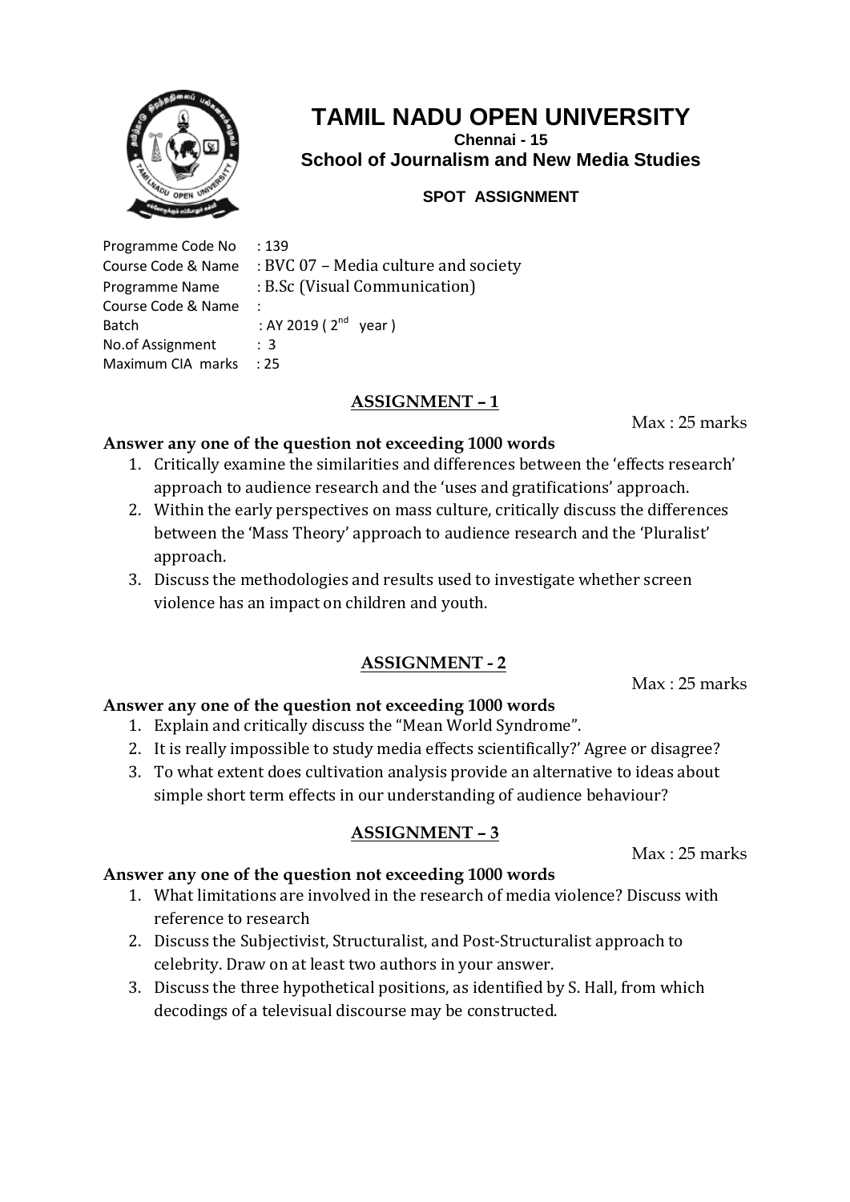# TAMIL NADU OPEN UNIVERSITY

**Chennai - 15**

## School of Journalism and New Media Studies

**SPOT ASSIGNMENT**

Programme Code No : 139
Course Code & Name : BVC 07 – Media culture and society
Programme Name : B.Sc (Visual Communication)
Course Code & Name :
Batch : AY 2019 ( 2nd year )
No.of Assignment : 3
Maximum CIA marks : 25

## ASSIGNMENT – 1

Max : 25 marks

**Answer any one of the question not exceeding 1000 words**

1. Critically examine the similarities and differences between the 'effects research' approach to audience research and the 'uses and gratifications' approach.
2. Within the early perspectives on mass culture, critically discuss the differences between the 'Mass Theory' approach to audience research and the 'Pluralist' approach.
3. Discuss the methodologies and results used to investigate whether screen violence has an impact on children and youth.

## ASSIGNMENT - 2

Max : 25 marks

**Answer any one of the question not exceeding 1000 words**

1. Explain and critically discuss the "Mean World Syndrome".
2. It is really impossible to study media effects scientifically?' Agree or disagree?
3. To what extent does cultivation analysis provide an alternative to ideas about simple short term effects in our understanding of audience behaviour?

## ASSIGNMENT – 3

Max : 25 marks

**Answer any one of the question not exceeding 1000 words**

1. What limitations are involved in the research of media violence? Discuss with reference to research
2. Discuss the Subjectivist, Structuralist, and Post-Structuralist approach to celebrity. Draw on at least two authors in your answer.
3. Discuss the three hypothetical positions, as identified by S. Hall, from which decodings of a televisual discourse may be constructed.